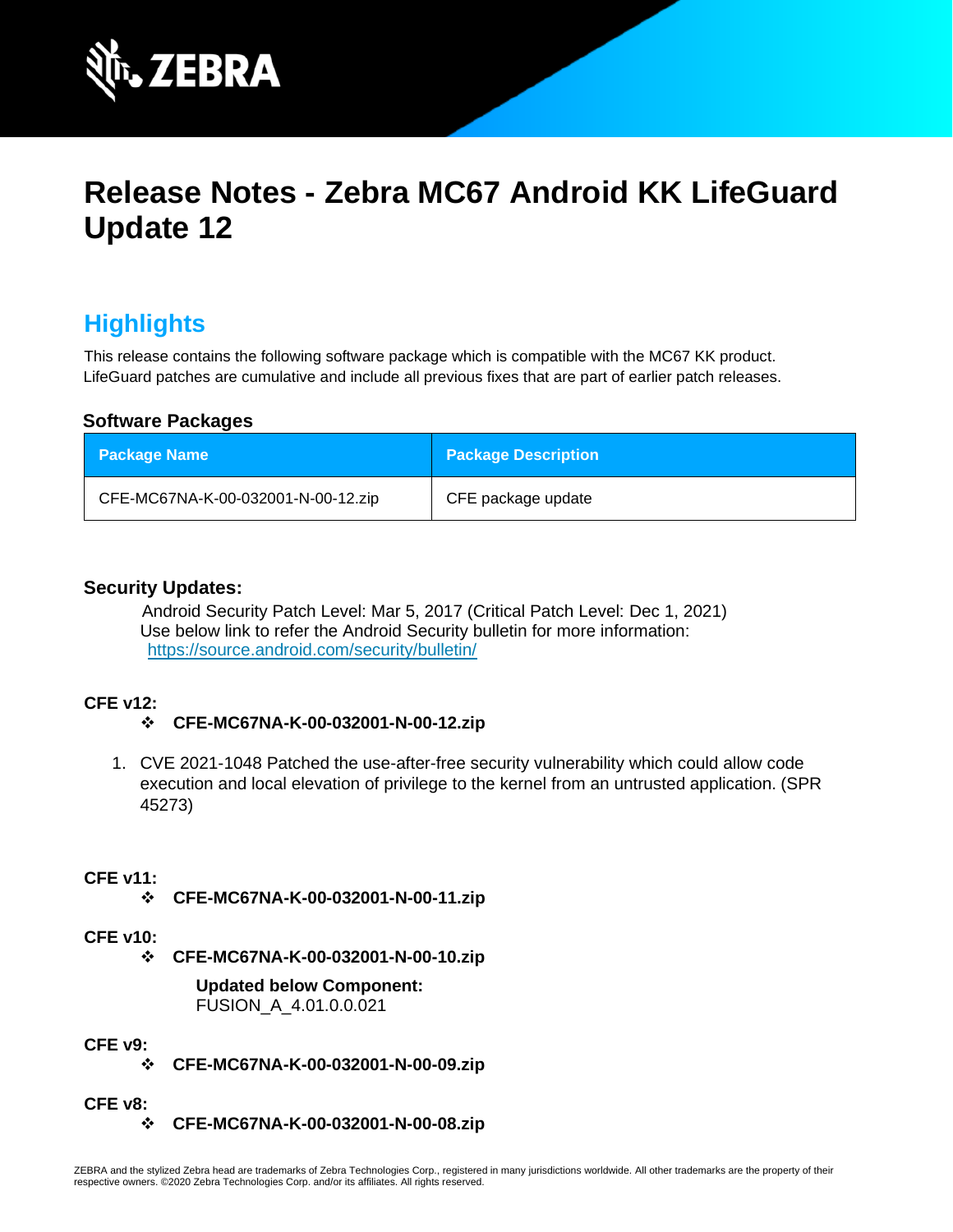# Release Notes - Zebra MC67 Android KK LifeGuard Update 12

## Highlights

This release contains the following software package which is compatible with the MC67 KK product. LifeGuard patches are cumulative and include all previous fixes that are part of earlier patch releases.

### Software Packages

| Package Name | Package Description |
|---|---|
| CFE-MC67NA-K-00-032001-N-00-12.zip | CFE package update |

**Security Updates:**

Android Security Patch Level: Mar 5, 2017 (Critical Patch Level: Dec 1, 2021)
Use below link to refer the Android Security bulletin for more information:
https://source.android.com/security/bulletin/

**CFE v12:**

- **CFE-MC67NA-K-00-032001-N-00-12.zip**

1. CVE 2021-1048 Patched the use-after-free security vulnerability which could allow code execution and local elevation of privilege to the kernel from an untrusted application. (SPR 45273)

**CFE v11:**

- **CFE-MC67NA-K-00-032001-N-00-11.zip**

**CFE v10:**

- **CFE-MC67NA-K-00-032001-N-00-10.zip**

  **Updated below Component:**
  FUSION_A_4.01.0.0.021

**CFE v9:**

- **CFE-MC67NA-K-00-032001-N-00-09.zip**

**CFE v8:**

- **CFE-MC67NA-K-00-032001-N-00-08.zip**

ZEBRA and the stylized Zebra head are trademarks of Zebra Technologies Corp., registered in many jurisdictions worldwide. All other trademarks are the property of their respective owners. ©2020 Zebra Technologies Corp. and/or its affiliates. All rights reserved.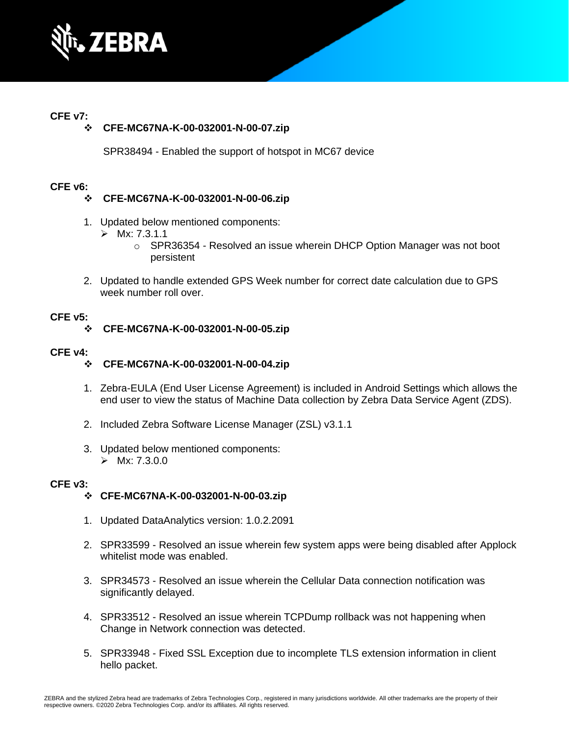**CFE v7:**

- **CFE-MC67NA-K-00-032001-N-00-07.zip**

  SPR38494 - Enabled the support of hotspot in MC67 device

**CFE v6:**

- **CFE-MC67NA-K-00-032001-N-00-06.zip**

1. Updated below mentioned components:
   - Mx: 7.3.1.1
     - SPR36354 - Resolved an issue wherein DHCP Option Manager was not boot persistent

2. Updated to handle extended GPS Week number for correct date calculation due to GPS week number roll over.

**CFE v5:**

- **CFE-MC67NA-K-00-032001-N-00-05.zip**

**CFE v4:**

- **CFE-MC67NA-K-00-032001-N-00-04.zip**

1. Zebra-EULA (End User License Agreement) is included in Android Settings which allows the end user to view the status of Machine Data collection by Zebra Data Service Agent (ZDS).

2. Included Zebra Software License Manager (ZSL) v3.1.1

3. Updated below mentioned components:
   - Mx: 7.3.0.0

**CFE v3:**

- **CFE-MC67NA-K-00-032001-N-00-03.zip**

1. Updated DataAnalytics version: 1.0.2.2091

2. SPR33599 - Resolved an issue wherein few system apps were being disabled after Applock whitelist mode was enabled.

3. SPR34573 - Resolved an issue wherein the Cellular Data connection notification was significantly delayed.

4. SPR33512 - Resolved an issue wherein TCPDump rollback was not happening when Change in Network connection was detected.

5. SPR33948 - Fixed SSL Exception due to incomplete TLS extension information in client hello packet.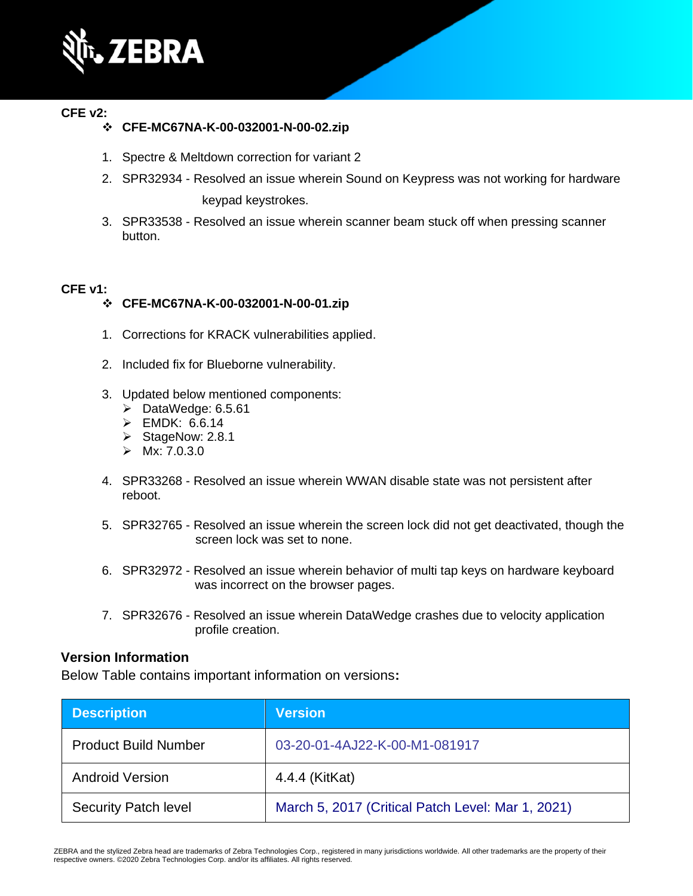**CFE v2:**

- **CFE-MC67NA-K-00-032001-N-00-02.zip**

1. Spectre & Meltdown correction for variant 2
2. SPR32934 - Resolved an issue wherein Sound on Keypress was not working for hardware keypad keystrokes.
3. SPR33538 - Resolved an issue wherein scanner beam stuck off when pressing scanner button.

**CFE v1:**

- **CFE-MC67NA-K-00-032001-N-00-01.zip**

1. Corrections for KRACK vulnerabilities applied.
2. Included fix for Blueborne vulnerability.
3. Updated below mentioned components:
   - DataWedge: 6.5.61
   - EMDK: 6.6.14
   - StageNow: 2.8.1
   - Mx: 7.0.3.0
4. SPR33268 - Resolved an issue wherein WWAN disable state was not persistent after reboot.
5. SPR32765 - Resolved an issue wherein the screen lock did not get deactivated, though the screen lock was set to none.
6. SPR32972 - Resolved an issue wherein behavior of multi tap keys on hardware keyboard was incorrect on the browser pages.
7. SPR32676 - Resolved an issue wherein DataWedge crashes due to velocity application profile creation.

## Version Information

Below Table contains important information on versions**:**

| Description | Version |
|---|---|
| Product Build Number | 03-20-01-4AJ22-K-00-M1-081917 |
| Android Version | 4.4.4 (KitKat) |
| Security Patch level | March 5, 2017 (Critical Patch Level: Mar 1, 2021) |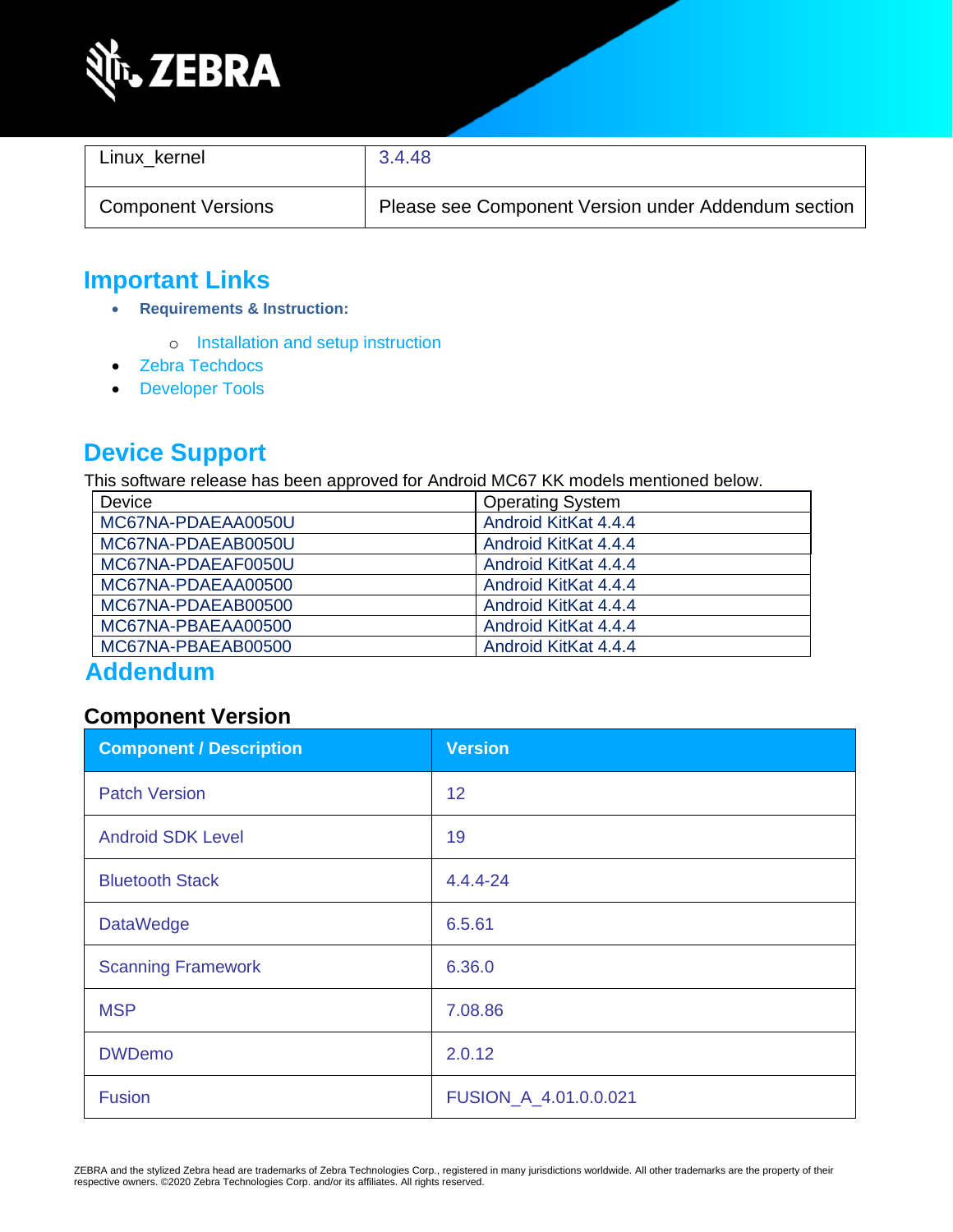| Linux_kernel | 3.4.48 |
|---|---|
| Component Versions | Please see Component Version under Addendum section |

## Important Links

- **Requirements & Instruction:**
  - Installation and setup instruction
- Zebra Techdocs
- Developer Tools

## Device Support

This software release has been approved for Android MC67 KK models mentioned below.

| Device | Operating System |
|---|---|
| MC67NA-PDAEAA0050U | Android KitKat 4.4.4 |
| MC67NA-PDAEAB0050U | Android KitKat 4.4.4 |
| MC67NA-PDAEAF0050U | Android KitKat 4.4.4 |
| MC67NA-PDAEAA00500 | Android KitKat 4.4.4 |
| MC67NA-PDAEAB00500 | Android KitKat 4.4.4 |
| MC67NA-PBAEAA00500 | Android KitKat 4.4.4 |
| MC67NA-PBAEAB00500 | Android KitKat 4.4.4 |

## Addendum

### Component Version

| Component / Description | Version |
|---|---|
| Patch Version | 12 |
| Android SDK Level | 19 |
| Bluetooth Stack | 4.4.4-24 |
| DataWedge | 6.5.61 |
| Scanning Framework | 6.36.0 |
| MSP | 7.08.86 |
| DWDemo | 2.0.12 |
| Fusion | FUSION_A_4.01.0.0.021 |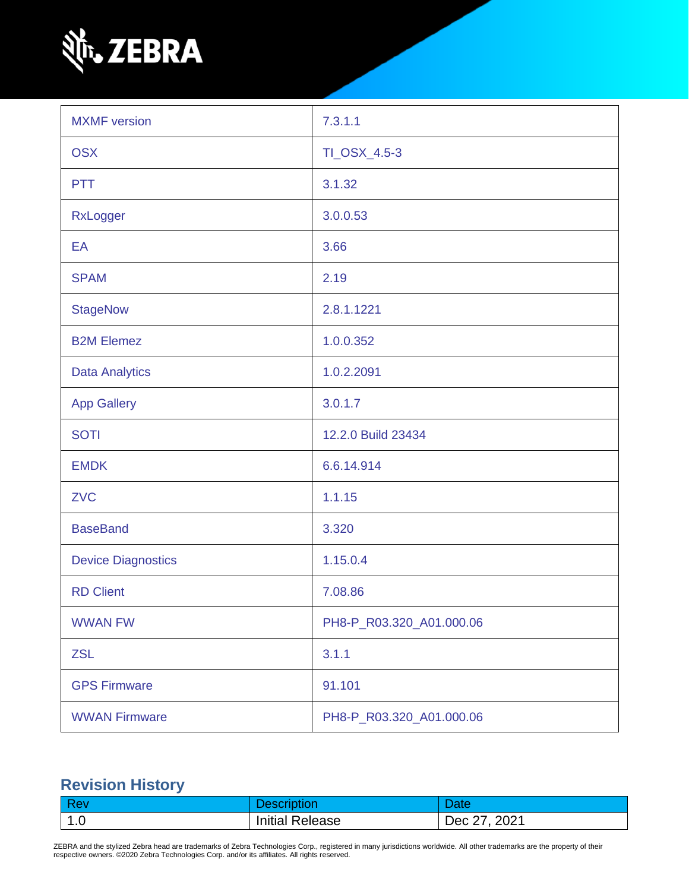| MXMF version | 7.3.1.1 |
|---|---|
| OSX | TI_OSX_4.5-3 |
| PTT | 3.1.32 |
| RxLogger | 3.0.0.53 |
| EA | 3.66 |
| SPAM | 2.19 |
| StageNow | 2.8.1.1221 |
| B2M Elemez | 1.0.0.352 |
| Data Analytics | 1.0.2.2091 |
| App Gallery | 3.0.1.7 |
| SOTI | 12.2.0 Build 23434 |
| EMDK | 6.6.14.914 |
| ZVC | 1.1.15 |
| BaseBand | 3.320 |
| Device Diagnostics | 1.15.0.4 |
| RD Client | 7.08.86 |
| WWAN FW | PH8-P_R03.320_A01.000.06 |
| ZSL | 3.1.1 |
| GPS Firmware | 91.101 |
| WWAN Firmware | PH8-P_R03.320_A01.000.06 |

## Revision History

| Rev | Description | Date |
|---|---|---|
| 1.0 | Initial Release | Dec 27, 2021 |

ZEBRA and the stylized Zebra head are trademarks of Zebra Technologies Corp., registered in many jurisdictions worldwide. All other trademarks are the property of their respective owners. ©2020 Zebra Technologies Corp. and/or its affiliates. All rights reserved.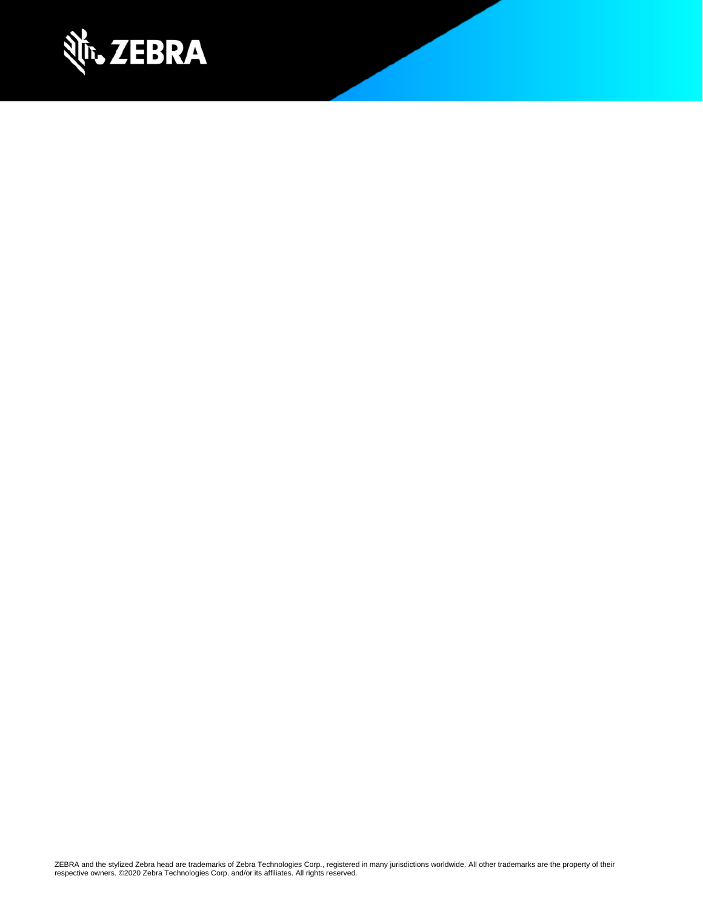ZEBRA and the stylized Zebra head are trademarks of Zebra Technologies Corp., registered in many jurisdictions worldwide. All other trademarks are the property of their respective owners. ©2020 Zebra Technologies Corp. and/or its affiliates. All rights reserved.